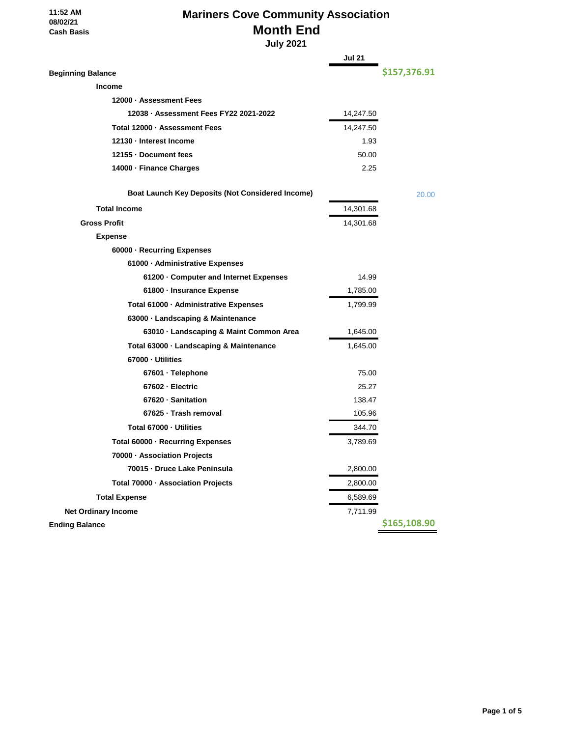11:52 AM
08/02/21
Cash Basis

# Mariners Cove Community Association
## Month End
### July 2021

| | Jul 21 | |
|---|---|---|
| **Beginning Balance** | | **$157,376.91** |
| **Income** | | |
| **12000 · Assessment Fees** | | |
| **12038 · Assessment Fees FY22 2021-2022** | 14,247.50 | |
| **Total 12000 · Assessment Fees** | 14,247.50 | |
| **12130 · Interest Income** | 1.93 | |
| **12155 · Document fees** | 50.00 | |
| **14000 · Finance Charges** | 2.25 | |
| **Boat Launch Key Deposits (Not Considered Income)** | | 20.00 |
| **Total Income** | 14,301.68 | |
| **Gross Profit** | 14,301.68 | |
| **Expense** | | |
| **60000 · Recurring Expenses** | | |
| **61000 · Administrative Expenses** | | |
| **61200 · Computer and Internet Expenses** | 14.99 | |
| **61800 · Insurance Expense** | 1,785.00 | |
| **Total 61000 · Administrative Expenses** | 1,799.99 | |
| **63000 · Landscaping & Maintenance** | | |
| **63010 · Landscaping & Maint Common Area** | 1,645.00 | |
| **Total 63000 · Landscaping & Maintenance** | 1,645.00 | |
| **67000 · Utilities** | | |
| **67601 · Telephone** | 75.00 | |
| **67602 · Electric** | 25.27 | |
| **67620 · Sanitation** | 138.47 | |
| **67625 · Trash removal** | 105.96 | |
| **Total 67000 · Utilities** | 344.70 | |
| **Total 60000 · Recurring Expenses** | 3,789.69 | |
| **70000 · Association Projects** | | |
| **70015 · Druce Lake Peninsula** | 2,800.00 | |
| **Total 70000 · Association Projects** | 2,800.00 | |
| **Total Expense** | 6,589.69 | |
| **Net Ordinary Income** | 7,711.99 | |
| **Ending Balance** | | **$165,108.90** |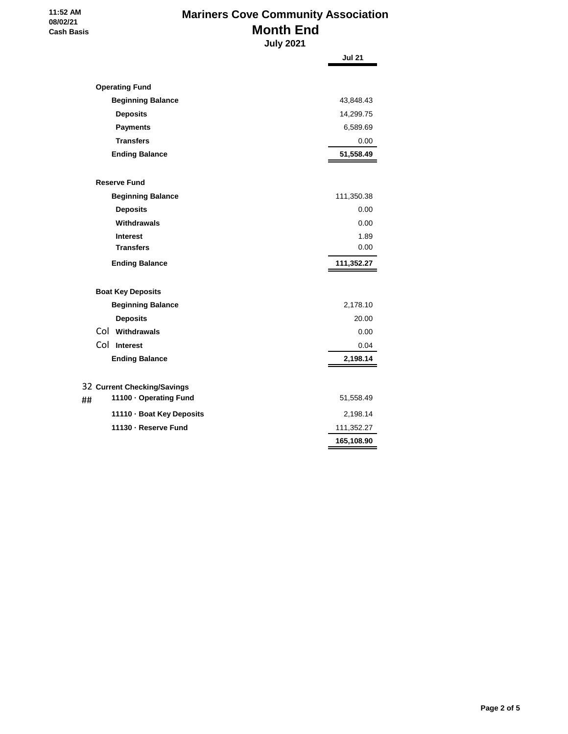11:52 AM
08/02/21
Cash Basis

# Mariners Cove Community Association
## Month End
### July 2021

| | Jul 21 |
|---|---|
| **Operating Fund** | |
| **Beginning Balance** | 43,848.43 |
| **Deposits** | 14,299.75 |
| **Payments** | 6,589.69 |
| **Transfers** | 0.00 |
| **Ending Balance** | **51,558.49** |
| **Reserve Fund** | |
| **Beginning Balance** | 111,350.38 |
| **Deposits** | 0.00 |
| **Withdrawals** | 0.00 |
| **Interest** | 1.89 |
| **Transfers** | 0.00 |
| **Ending Balance** | **111,352.27** |
| **Boat Key Deposits** | |
| **Beginning Balance** | 2,178.10 |
| **Deposits** | 20.00 |
| Col **Withdrawals** | 0.00 |
| Col **Interest** | 0.04 |
| **Ending Balance** | **2,198.14** |
| 32 **Current Checking/Savings** | |
| ## **11100 · Operating Fund** | 51,558.49 |
| **11110 · Boat Key Deposits** | 2,198.14 |
| **11130 · Reserve Fund** | 111,352.27 |
| | **165,108.90** |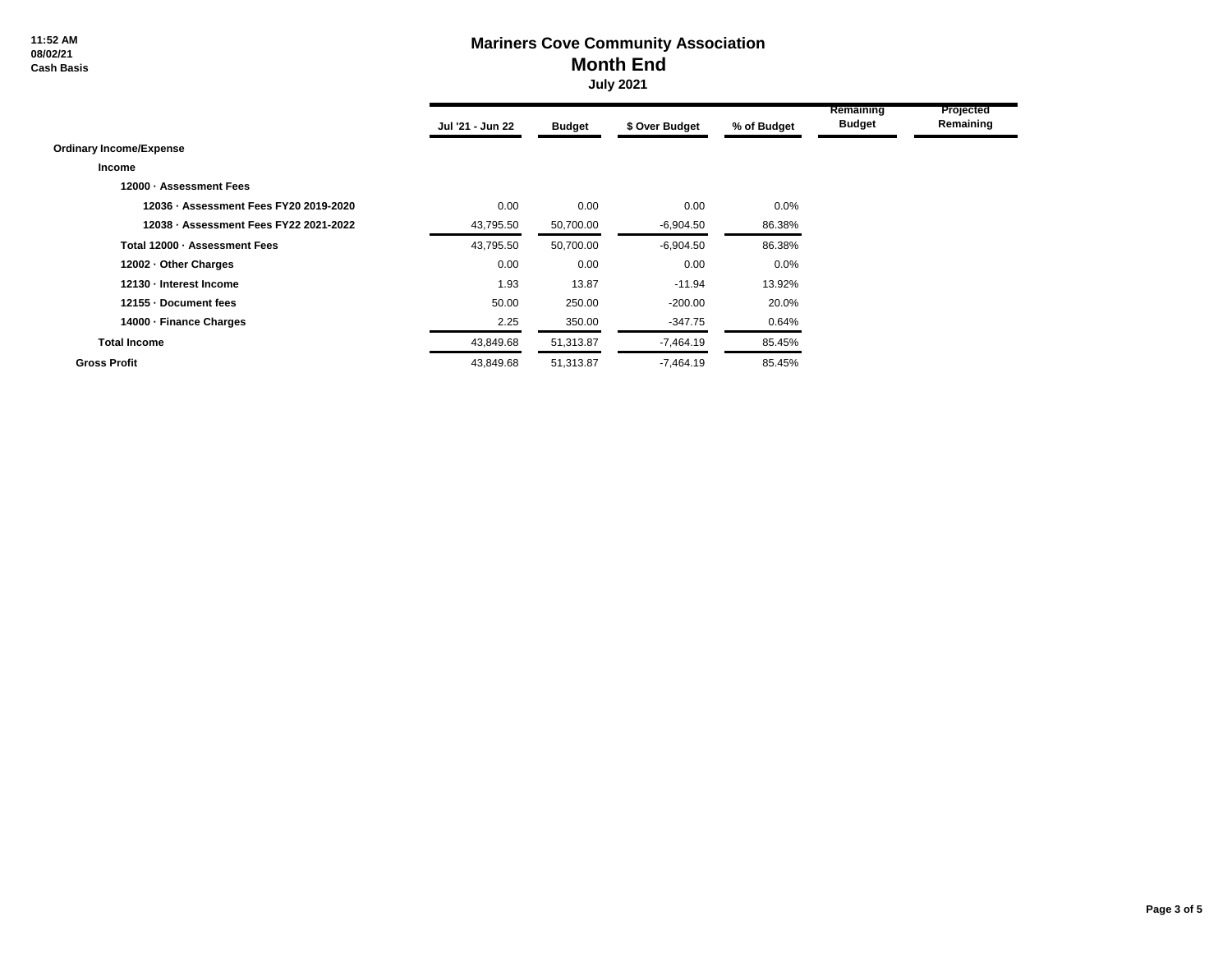11:52 AM
08/02/21
Cash Basis

# Mariners Cove Community Association
## Month End
### July 2021

| | Jul '21 - Jun 22 | Budget | $ Over Budget | % of Budget | Remaining Budget | Projected Remaining |
|---|---|---|---|---|---|---|
| **Ordinary Income/Expense** | | | | | | |
| **Income** | | | | | | |
| **12000 · Assessment Fees** | | | | | | |
| **12036 · Assessment Fees FY20 2019-2020** | 0.00 | 0.00 | 0.00 | 0.0% | | |
| **12038 · Assessment Fees FY22 2021-2022** | 43,795.50 | 50,700.00 | -6,904.50 | 86.38% | | |
| **Total 12000 · Assessment Fees** | 43,795.50 | 50,700.00 | -6,904.50 | 86.38% | | |
| **12002 · Other Charges** | 0.00 | 0.00 | 0.00 | 0.0% | | |
| **12130 · Interest Income** | 1.93 | 13.87 | -11.94 | 13.92% | | |
| **12155 · Document fees** | 50.00 | 250.00 | -200.00 | 20.0% | | |
| **14000 · Finance Charges** | 2.25 | 350.00 | -347.75 | 0.64% | | |
| **Total Income** | 43,849.68 | 51,313.87 | -7,464.19 | 85.45% | | |
| **Gross Profit** | 43,849.68 | 51,313.87 | -7,464.19 | 85.45% | | |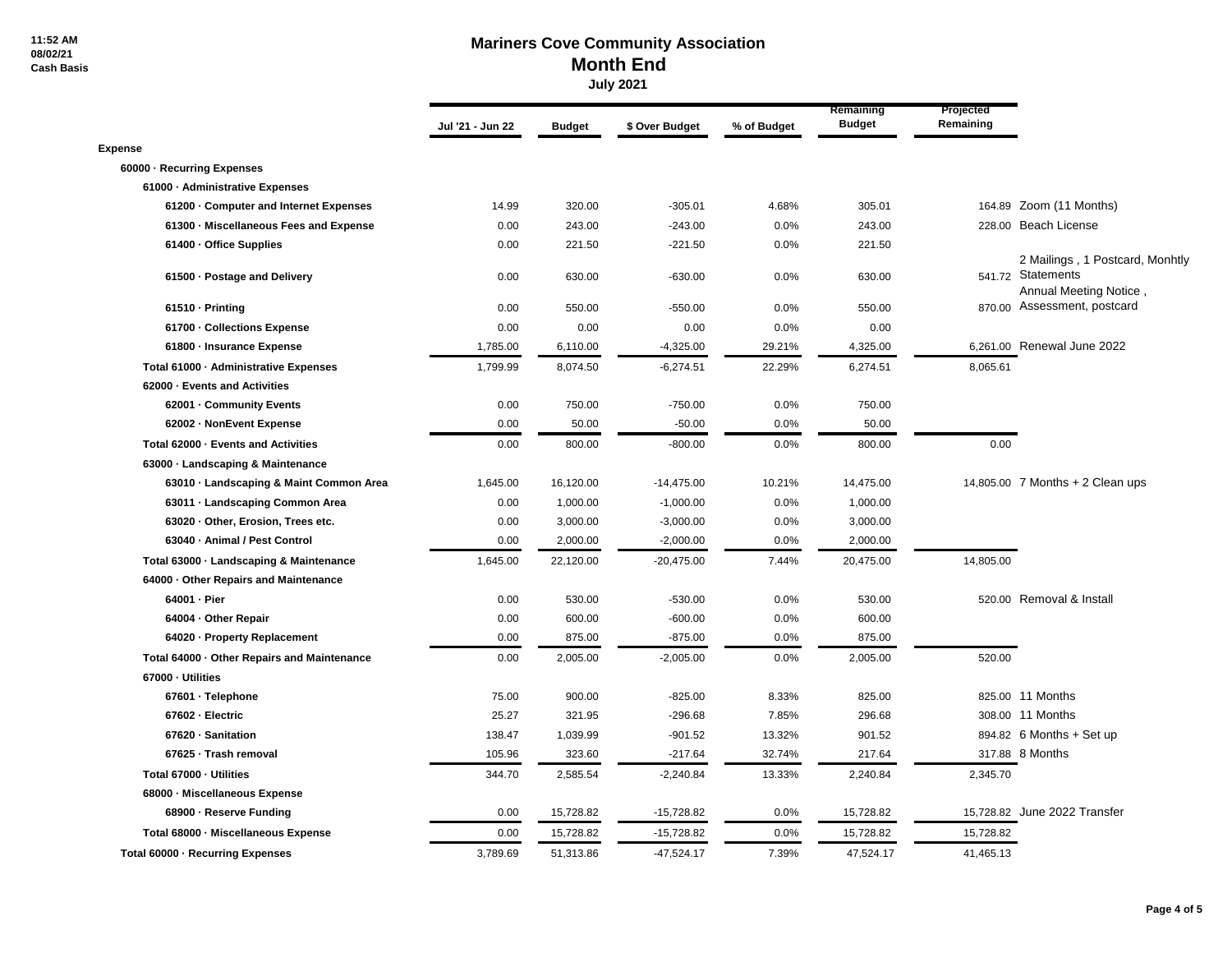11:52 AM
08/02/21
Cash Basis

# Mariners Cove Community Association

## Month End

### July 2021

| | Jul '21 - Jun 22 | Budget | $ Over Budget | % of Budget | Remaining Budget | Projected Remaining | |
|---|---|---|---|---|---|---|---|
| **Expense** | | | | | | | |
| **60000 · Recurring Expenses** | | | | | | | |
| **61000 · Administrative Expenses** | | | | | | | |
| **61200 · Computer and Internet Expenses** | 14.99 | 320.00 | -305.01 | 4.68% | 305.01 | 164.89 | Zoom (11 Months) |
| **61300 · Miscellaneous Fees and Expense** | 0.00 | 243.00 | -243.00 | 0.0% | 243.00 | 228.00 | Beach License |
| **61400 · Office Supplies** | 0.00 | 221.50 | -221.50 | 0.0% | 221.50 | | |
| **61500 · Postage and Delivery** | 0.00 | 630.00 | -630.00 | 0.0% | 630.00 | 541.72 | 2 Mailings , 1 Postcard, Monhtly Statements |
| **61510 · Printing** | 0.00 | 550.00 | -550.00 | 0.0% | 550.00 | 870.00 | Annual Meeting Notice , Assessment, postcard |
| **61700 · Collections Expense** | 0.00 | 0.00 | 0.00 | 0.0% | 0.00 | | |
| **61800 · Insurance Expense** | 1,785.00 | 6,110.00 | -4,325.00 | 29.21% | 4,325.00 | 6,261.00 | Renewal June 2022 |
| **Total 61000 · Administrative Expenses** | 1,799.99 | 8,074.50 | -6,274.51 | 22.29% | 6,274.51 | 8,065.61 | |
| **62000 · Events and Activities** | | | | | | | |
| **62001 · Community Events** | 0.00 | 750.00 | -750.00 | 0.0% | 750.00 | | |
| **62002 · NonEvent Expense** | 0.00 | 50.00 | -50.00 | 0.0% | 50.00 | | |
| **Total 62000 · Events and Activities** | 0.00 | 800.00 | -800.00 | 0.0% | 800.00 | 0.00 | |
| **63000 · Landscaping & Maintenance** | | | | | | | |
| **63010 · Landscaping & Maint Common Area** | 1,645.00 | 16,120.00 | -14,475.00 | 10.21% | 14,475.00 | 14,805.00 | 7 Months + 2 Clean ups |
| **63011 · Landscaping Common Area** | 0.00 | 1,000.00 | -1,000.00 | 0.0% | 1,000.00 | | |
| **63020 · Other, Erosion, Trees etc.** | 0.00 | 3,000.00 | -3,000.00 | 0.0% | 3,000.00 | | |
| **63040 · Animal / Pest Control** | 0.00 | 2,000.00 | -2,000.00 | 0.0% | 2,000.00 | | |
| **Total 63000 · Landscaping & Maintenance** | 1,645.00 | 22,120.00 | -20,475.00 | 7.44% | 20,475.00 | 14,805.00 | |
| **64000 · Other Repairs and Maintenance** | | | | | | | |
| **64001 · Pier** | 0.00 | 530.00 | -530.00 | 0.0% | 530.00 | 520.00 | Removal & Install |
| **64004 · Other Repair** | 0.00 | 600.00 | -600.00 | 0.0% | 600.00 | | |
| **64020 · Property Replacement** | 0.00 | 875.00 | -875.00 | 0.0% | 875.00 | | |
| **Total 64000 · Other Repairs and Maintenance** | 0.00 | 2,005.00 | -2,005.00 | 0.0% | 2,005.00 | 520.00 | |
| **67000 · Utilities** | | | | | | | |
| **67601 · Telephone** | 75.00 | 900.00 | -825.00 | 8.33% | 825.00 | 825.00 | 11 Months |
| **67602 · Electric** | 25.27 | 321.95 | -296.68 | 7.85% | 296.68 | 308.00 | 11 Months |
| **67620 · Sanitation** | 138.47 | 1,039.99 | -901.52 | 13.32% | 901.52 | 894.82 | 6 Months + Set up |
| **67625 · Trash removal** | 105.96 | 323.60 | -217.64 | 32.74% | 217.64 | 317.88 | 8 Months |
| **Total 67000 · Utilities** | 344.70 | 2,585.54 | -2,240.84 | 13.33% | 2,240.84 | 2,345.70 | |
| **68000 · Miscellaneous Expense** | | | | | | | |
| **68900 · Reserve Funding** | 0.00 | 15,728.82 | -15,728.82 | 0.0% | 15,728.82 | 15,728.82 | June 2022 Transfer |
| **Total 68000 · Miscellaneous Expense** | 0.00 | 15,728.82 | -15,728.82 | 0.0% | 15,728.82 | 15,728.82 | |
| **Total 60000 · Recurring Expenses** | 3,789.69 | 51,313.86 | -47,524.17 | 7.39% | 47,524.17 | 41,465.13 | |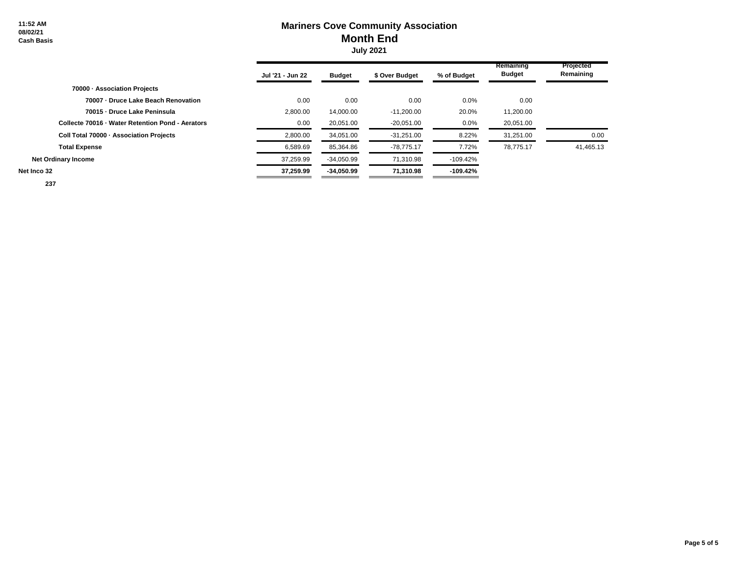11:52 AM
08/02/21
Cash Basis

# Mariners Cove Community Association
## Month End
### July 2021

| | Jul '21 - Jun 22 | Budget | $ Over Budget | % of Budget | Remaining Budget | Projected Remaining |
|---|---|---|---|---|---|---|
| **70000 · Association Projects** | | | | | | |
| **70007 · Druce Lake Beach Renovation** | 0.00 | 0.00 | 0.00 | 0.0% | 0.00 | |
| **70015 · Druce Lake Peninsula** | 2,800.00 | 14,000.00 | -11,200.00 | 20.0% | 11,200.00 | |
| **Collecte 70016 · Water Retention Pond - Aerators** | 0.00 | 20,051.00 | -20,051.00 | 0.0% | 20,051.00 | |
| **Coll Total 70000 · Association Projects** | 2,800.00 | 34,051.00 | -31,251.00 | 8.22% | 31,251.00 | 0.00 |
| **Total Expense** | 6,589.69 | 85,364.86 | -78,775.17 | 7.72% | 78,775.17 | 41,465.13 |
| **Net Ordinary Income** | 37,259.99 | -34,050.99 | 71,310.98 | -109.42% | | |
| **Net Inco 32** | **37,259.99** | **-34,050.99** | **71,310.98** | **-109.42%** | | |

**237**